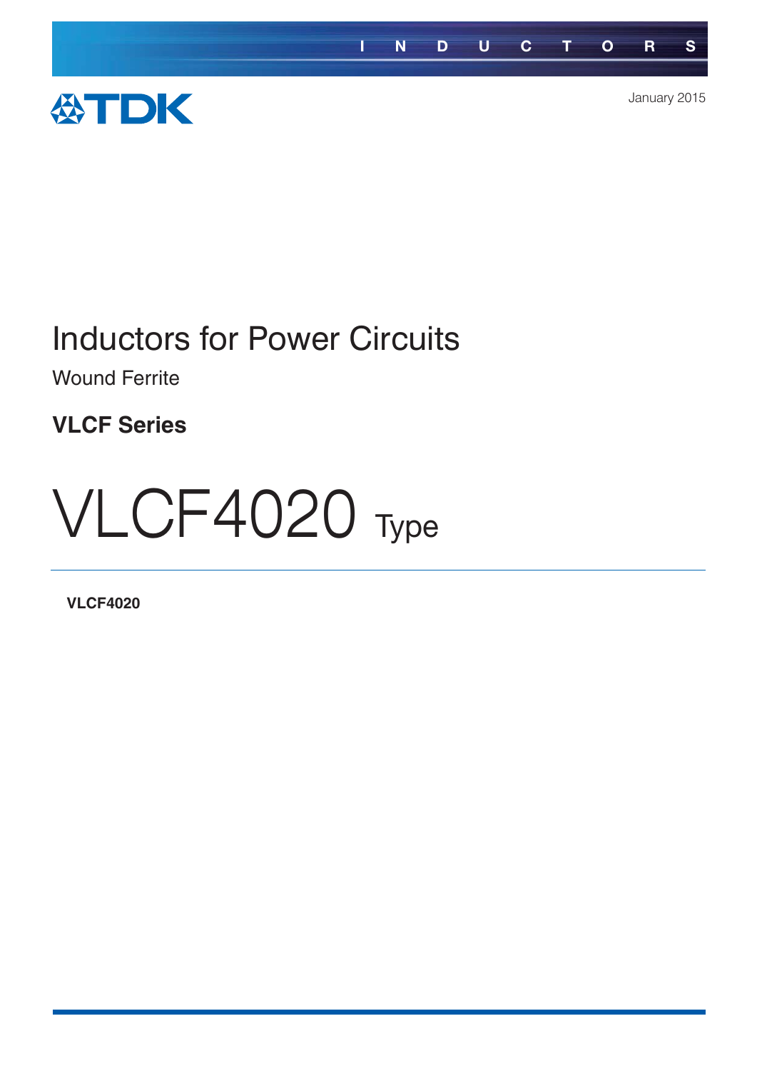INDUCTORS

TDK

January 2015

# Inductors for Power Circuits

Wound Ferrite

## VLCF Series

# VLCF4020 Type

**VLCF4020**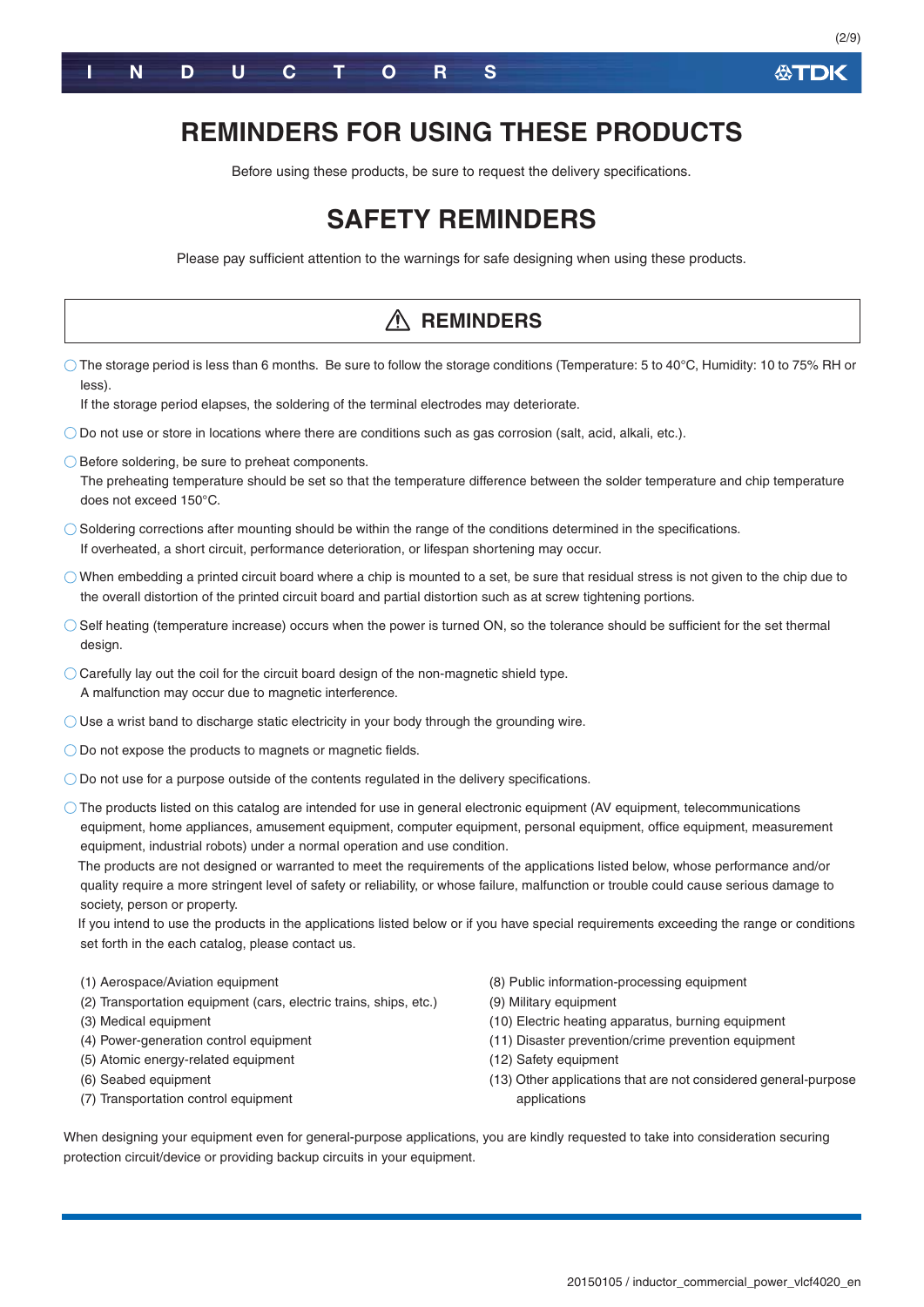# REMINDERS FOR USING THESE PRODUCTS

Before using these products, be sure to request the delivery specifications.

# SAFETY REMINDERS

Please pay sufficient attention to the warnings for safe designing when using these products.

## ⚠ REMINDERS

- ○ The storage period is less than 6 months. Be sure to follow the storage conditions (Temperature: 5 to 40°C, Humidity: 10 to 75% RH or less).
  If the storage period elapses, the soldering of the terminal electrodes may deteriorate.
- ○ Do not use or store in locations where there are conditions such as gas corrosion (salt, acid, alkali, etc.).
- ○ Before soldering, be sure to preheat components.
  The preheating temperature should be set so that the temperature difference between the solder temperature and chip temperature does not exceed 150°C.
- ○ Soldering corrections after mounting should be within the range of the conditions determined in the specifications.
  If overheated, a short circuit, performance deterioration, or lifespan shortening may occur.
- ○ When embedding a printed circuit board where a chip is mounted to a set, be sure that residual stress is not given to the chip due to the overall distortion of the printed circuit board and partial distortion such as at screw tightening portions.
- ○ Self heating (temperature increase) occurs when the power is turned ON, so the tolerance should be sufficient for the set thermal design.
- ○ Carefully lay out the coil for the circuit board design of the non-magnetic shield type.
  A malfunction may occur due to magnetic interference.
- ○ Use a wrist band to discharge static electricity in your body through the grounding wire.
- ○ Do not expose the products to magnets or magnetic fields.
- ○ Do not use for a purpose outside of the contents regulated in the delivery specifications.
- ○ The products listed on this catalog are intended for use in general electronic equipment (AV equipment, telecommunications equipment, home appliances, amusement equipment, computer equipment, personal equipment, office equipment, measurement equipment, industrial robots) under a normal operation and use condition.
  The products are not designed or warranted to meet the requirements of the applications listed below, whose performance and/or quality require a more stringent level of safety or reliability, or whose failure, malfunction or trouble could cause serious damage to society, person or property.
  If you intend to use the products in the applications listed below or if you have special requirements exceeding the range or conditions set forth in the each catalog, please contact us.

(1) Aerospace/Aviation equipment
(2) Transportation equipment (cars, electric trains, ships, etc.)
(3) Medical equipment
(4) Power-generation control equipment
(5) Atomic energy-related equipment
(6) Seabed equipment
(7) Transportation control equipment
(8) Public information-processing equipment
(9) Military equipment
(10) Electric heating apparatus, burning equipment
(11) Disaster prevention/crime prevention equipment
(12) Safety equipment
(13) Other applications that are not considered general-purpose applications

When designing your equipment even for general-purpose applications, you are kindly requested to take into consideration securing protection circuit/device or providing backup circuits in your equipment.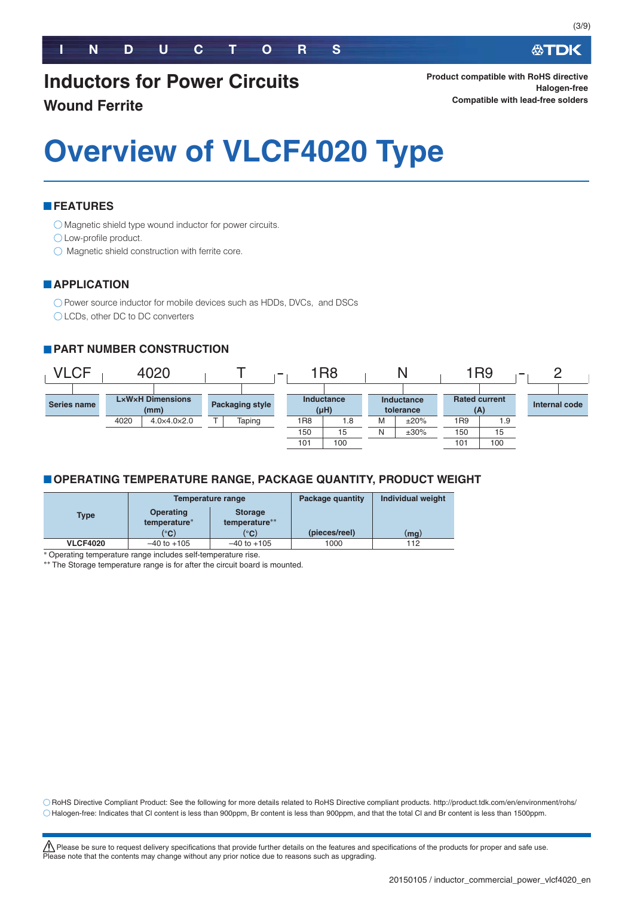# Inductors for Power Circuits

## Wound Ferrite

**Product compatible with RoHS directive**
**Halogen-free**
**Compatible with lead-free solders**

# Overview of VLCF4020 Type

## FEATURES

- ○ Magnetic shield type wound inductor for power circuits.
- ○ Low-profile product.
- ○ Magnetic shield construction with ferrite core.

## APPLICATION

- ○ Power source inductor for mobile devices such as HDDs, DVCs, and DSCs
- ○ LCDs, other DC to DC converters

## PART NUMBER CONSTRUCTION

VLCF 4020 T - 1R8 N 1R9 - 2

| Series name | L×W×H Dimensions (mm) | | Packaging style | | Inductance (µH) | | Inductance tolerance | | Rated current (A) | | Internal code |
|---|---|---|---|---|---|---|---|---|---|---|---|
| VLCF | 4020 | 4.0×4.0×2.0 | T | Taping | 1R8 | 1.8 | M | ±20% | 1R9 | 1.9 | 2 |
| | | | | | 150 | 15 | N | ±30% | 150 | 15 | |
| | | | | | 101 | 100 | | | 101 | 100 | |

## OPERATING TEMPERATURE RANGE, PACKAGE QUANTITY, PRODUCT WEIGHT

| Type | Temperature range | | Package quantity | Individual weight |
|---|---|---|---|---|
| | Operating temperature* (°C) | Storage temperature** (°C) | (pieces/reel) | (mg) |
| VLCF4020 | –40 to +105 | –40 to +105 | 1000 | 112 |

\* Operating temperature range includes self-temperature rise.
\*\* The Storage temperature range is for after the circuit board is mounted.

○ RoHS Directive Compliant Product: See the following for more details related to RoHS Directive compliant products. http://product.tdk.com/en/environment/rohs/
○ Halogen-free: Indicates that Cl content is less than 900ppm, Br content is less than 900ppm, and that the total Cl and Br content is less than 1500ppm.

⚠ Please be sure to request delivery specifications that provide further details on the features and specifications of the products for proper and safe use.
Please note that the contents may change without any prior notice due to reasons such as upgrading.

20150105 / inductor_commercial_power_vlcf4020_en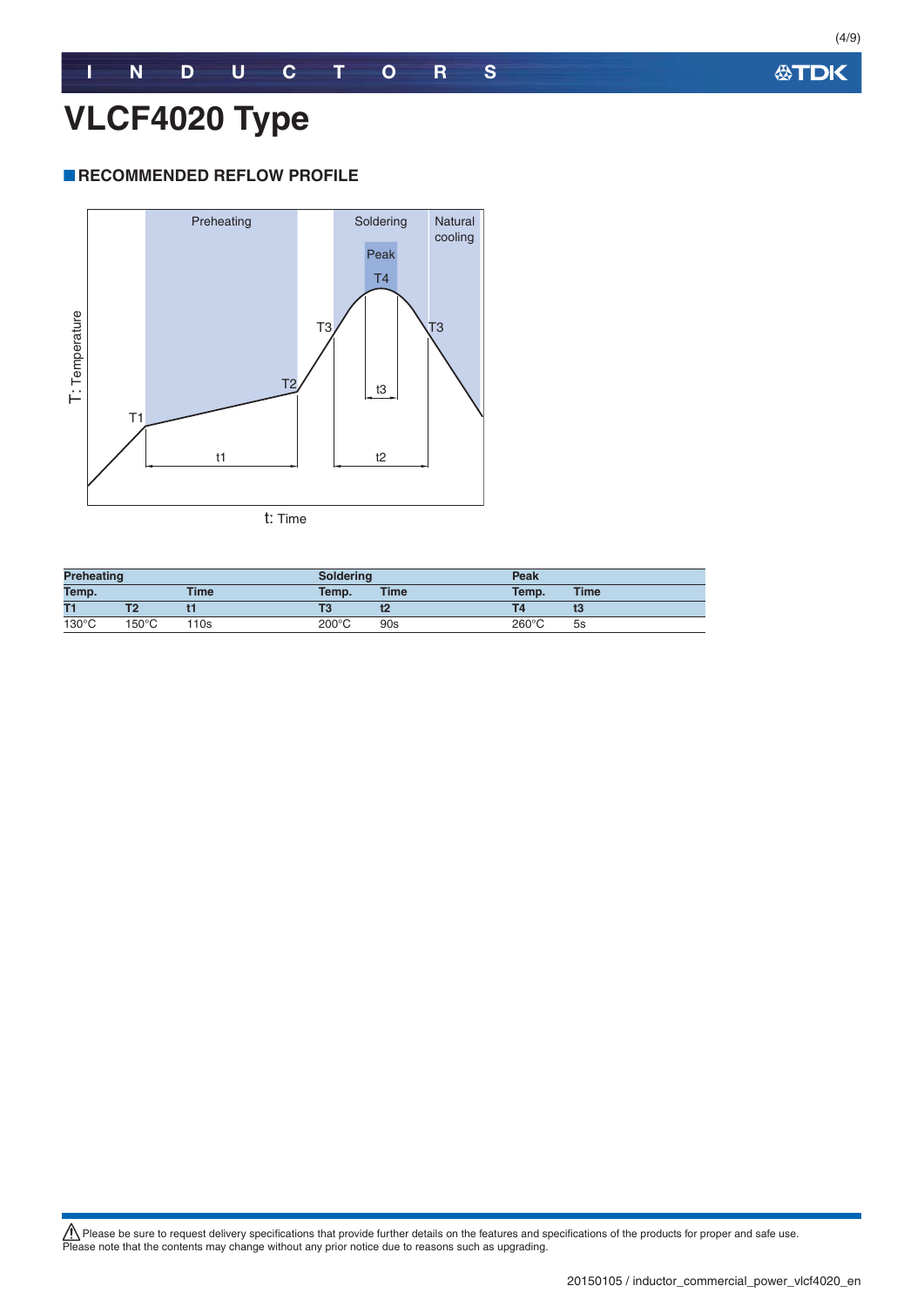# VLCF4020 Type

## RECOMMENDED REFLOW PROFILE

Preheating | Soldering | Natural cooling | Peak T4 | T1 | T2 | T3 | t1 | t2 | t3

T: Temperature

t: Time

| Preheating | | | Soldering | | Peak | |
|---|---|---|---|---|---|---|
| Temp. | | Time | Temp. | Time | Temp. | Time |
| T1 | T2 | t1 | T3 | t2 | T4 | t3 |
| 130°C | 150°C | 110s | 200°C | 90s | 260°C | 5s |

⚠ Please be sure to request delivery specifications that provide further details on the features and specifications of the products for proper and safe use.
Please note that the contents may change without any prior notice due to reasons such as upgrading.

20150105 / inductor_commercial_power_vlcf4020_en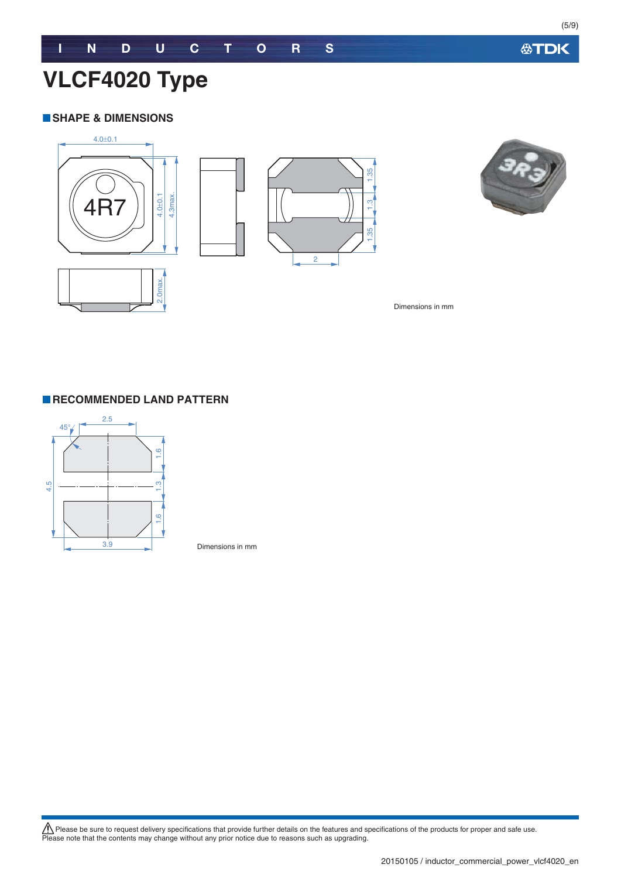# VLCF4020 Type

## SHAPE & DIMENSIONS

Dimensions in mm

## RECOMMENDED LAND PATTERN

Dimensions in mm

⚠ Please be sure to request delivery specifications that provide further details on the features and specifications of the products for proper and safe use.
Please note that the contents may change without any prior notice due to reasons such as upgrading.

20150105 / inductor_commercial_power_vlcf4020_en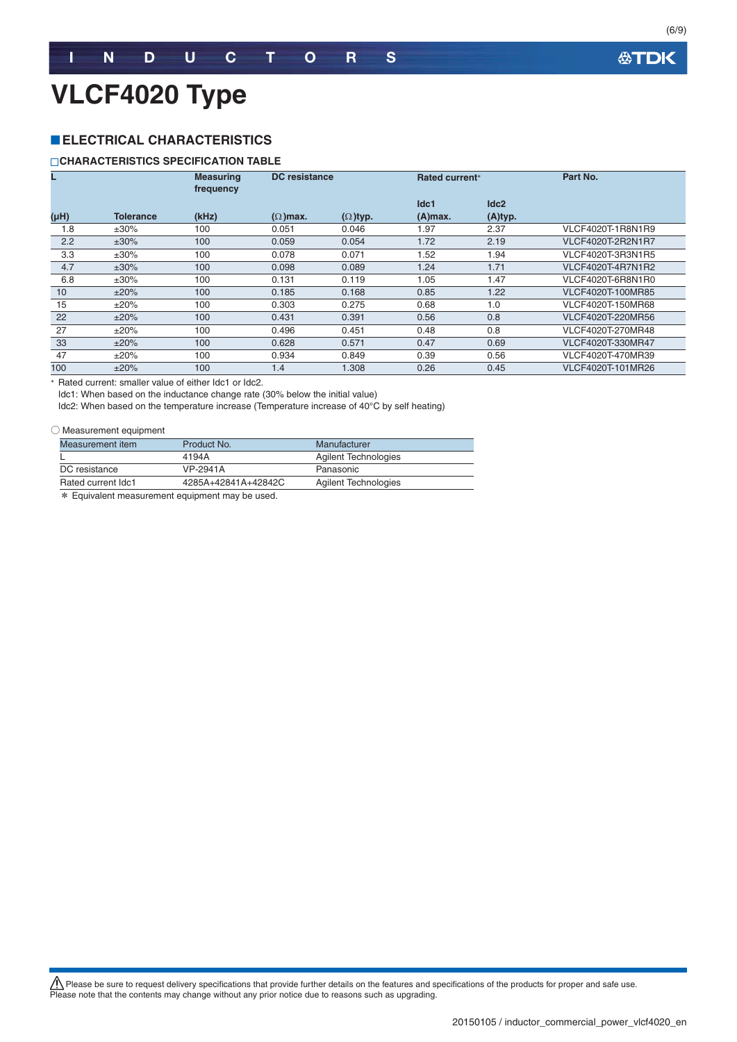# VLCF4020 Type

## ELECTRICAL CHARACTERISTICS

### CHARACTERISTICS SPECIFICATION TABLE

| L | | Measuring frequency | DC resistance | | Rated current* | | Part No. |
|---|---|---|---|---|---|---|---|
| | | | | | Idc1 | Idc2 | |
| (μH) | Tolerance | (kHz) | (Ω)max. | (Ω)typ. | (A)max. | (A)typ. | |
| 1.8 | ±30% | 100 | 0.051 | 0.046 | 1.97 | 2.37 | VLCF4020T-1R8N1R9 |
| 2.2 | ±30% | 100 | 0.059 | 0.054 | 1.72 | 2.19 | VLCF4020T-2R2N1R7 |
| 3.3 | ±30% | 100 | 0.078 | 0.071 | 1.52 | 1.94 | VLCF4020T-3R3N1R5 |
| 4.7 | ±30% | 100 | 0.098 | 0.089 | 1.24 | 1.71 | VLCF4020T-4R7N1R2 |
| 6.8 | ±30% | 100 | 0.131 | 0.119 | 1.05 | 1.47 | VLCF4020T-6R8N1R0 |
| 10 | ±20% | 100 | 0.185 | 0.168 | 0.85 | 1.22 | VLCF4020T-100MR85 |
| 15 | ±20% | 100 | 0.303 | 0.275 | 0.68 | 1.0 | VLCF4020T-150MR68 |
| 22 | ±20% | 100 | 0.431 | 0.391 | 0.56 | 0.8 | VLCF4020T-220MR56 |
| 27 | ±20% | 100 | 0.496 | 0.451 | 0.48 | 0.8 | VLCF4020T-270MR48 |
| 33 | ±20% | 100 | 0.628 | 0.571 | 0.47 | 0.69 | VLCF4020T-330MR47 |
| 47 | ±20% | 100 | 0.934 | 0.849 | 0.39 | 0.56 | VLCF4020T-470MR39 |
| 100 | ±20% | 100 | 1.4 | 1.308 | 0.26 | 0.45 | VLCF4020T-101MR26 |

* Rated current: smaller value of either Idc1 or Idc2.
Idc1: When based on the inductance change rate (30% below the initial value)
Idc2: When based on the temperature increase (Temperature increase of 40°C by self heating)

○ Measurement equipment

| Measurement item | Product No. | Manufacturer |
|---|---|---|
| L | 4194A | Agilent Technologies |
| DC resistance | VP-2941A | Panasonic |
| Rated current Idc1 | 4285A+42841A+42842C | Agilent Technologies |

* Equivalent measurement equipment may be used.

⚠ Please be sure to request delivery specifications that provide further details on the features and specifications of the products for proper and safe use.
Please note that the contents may change without any prior notice due to reasons such as upgrading.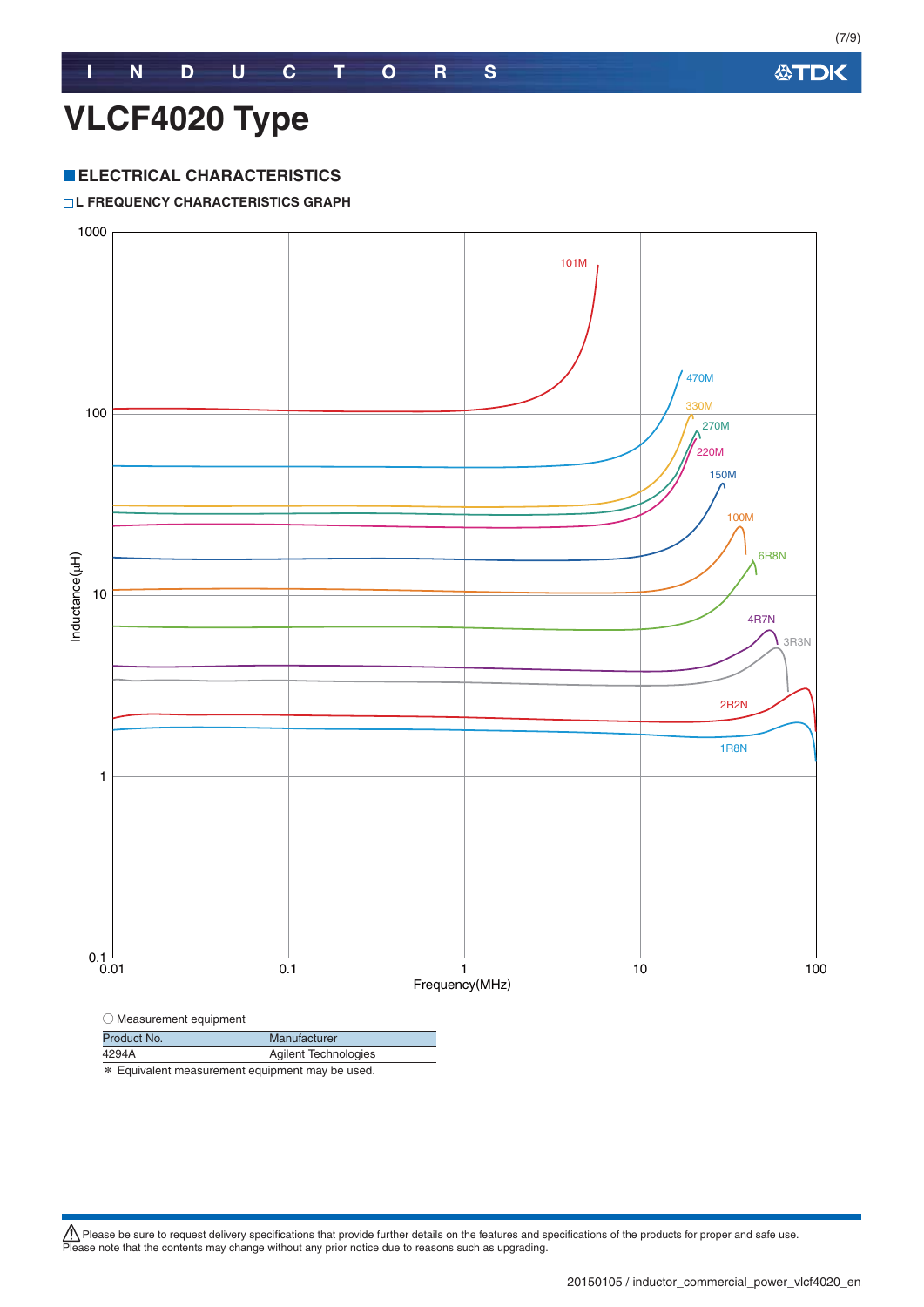# VLCF4020 Type

## ■ ELECTRICAL CHARACTERISTICS

### □ L FREQUENCY CHARACTERISTICS GRAPH

○ Measurement equipment

| Product No. | Manufacturer |
|---|---|
| 4294A | Agilent Technologies |

＊ Equivalent measurement equipment may be used.

⚠ Please be sure to request delivery specifications that provide further details on the features and specifications of the products for proper and safe use.
Please note that the contents may change without any prior notice due to reasons such as upgrading.

20150105 / inductor_commercial_power_vlcf4020_en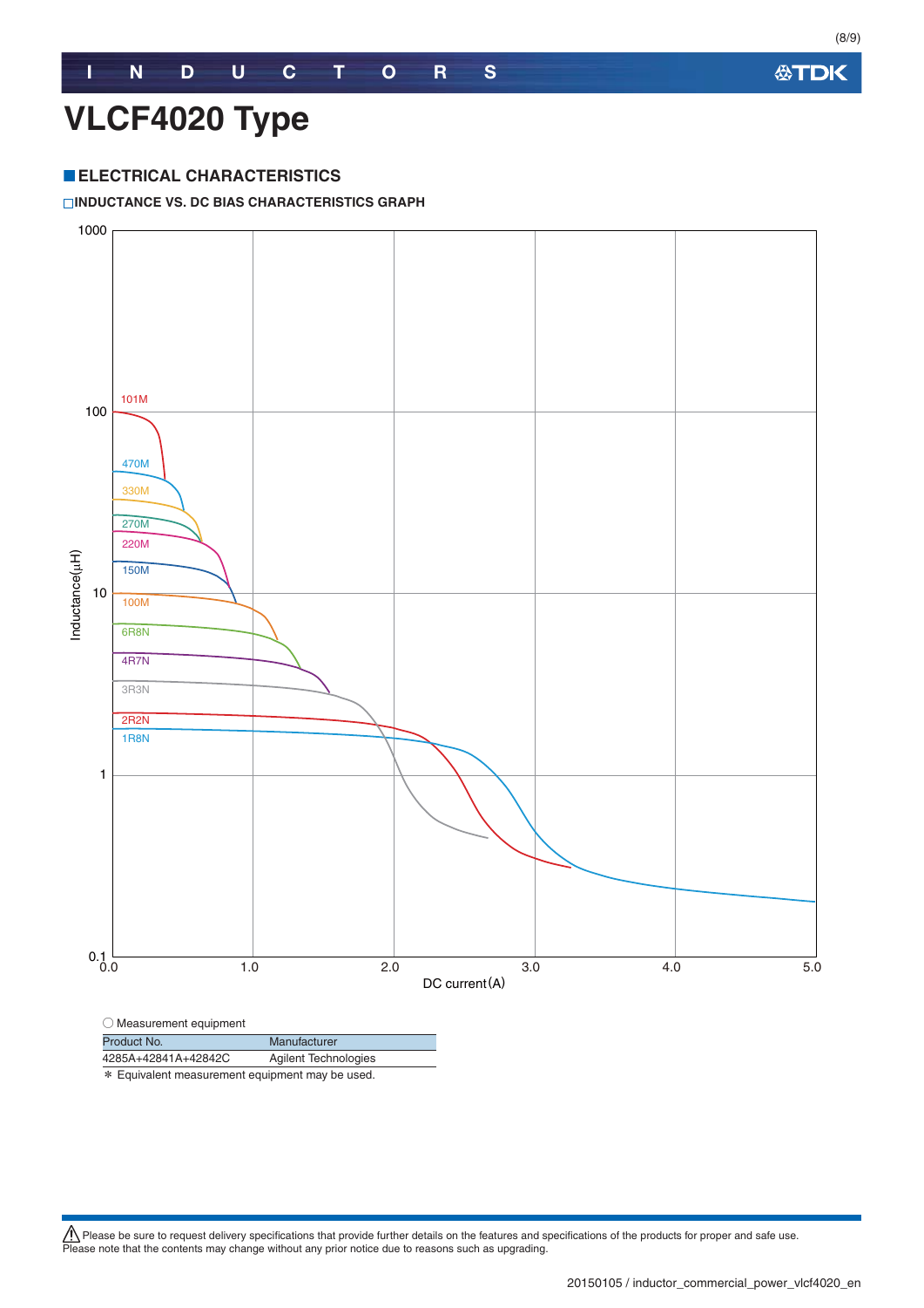# VLCF4020 Type

## ELECTRICAL CHARACTERISTICS

### INDUCTANCE VS. DC BIAS CHARACTERISTICS GRAPH

○ Measurement equipment

| Product No. | Manufacturer |
|---|---|
| 4285A+42841A+42842C | Agilent Technologies |

＊ Equivalent measurement equipment may be used.

⚠ Please be sure to request delivery specifications that provide further details on the features and specifications of the products for proper and safe use.
Please note that the contents may change without any prior notice due to reasons such as upgrading.

20150105 / inductor_commercial_power_vlcf4020_en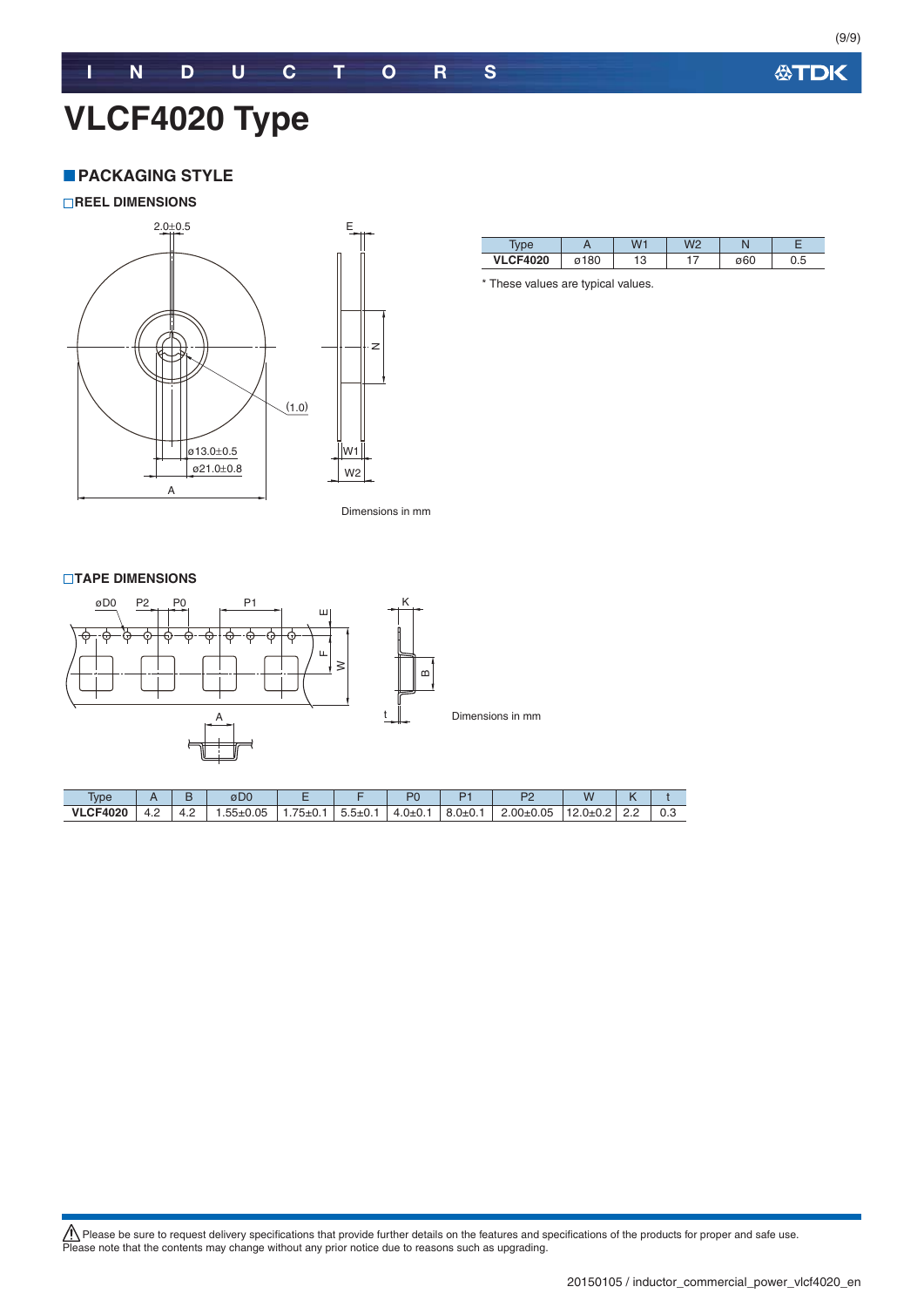# VLCF4020 Type

## PACKAGING STYLE

### REEL DIMENSIONS

2.0±0.5

E

N

(1.0)

ø13.0±0.5

ø21.0±0.8

W1

W2

A

Dimensions in mm

| Type | A | W1 | W2 | N | E |
|---|---|---|---|---|---|
| **VLCF4020** | ø180 | 13 | 17 | ø60 | 0.5 |

* These values are typical values.

### TAPE DIMENSIONS

øD0 P2 P0 P1

E

F

W

K

B

t

A

Dimensions in mm

| Type | A | B | øD0 | E | F | P0 | P1 | P2 | W | K | t |
|---|---|---|---|---|---|---|---|---|---|---|---|
| **VLCF4020** | 4.2 | 4.2 | 1.55±0.05 | 1.75±0.1 | 5.5±0.1 | 4.0±0.1 | 8.0±0.1 | 2.00±0.05 | 12.0±0.2 | 2.2 | 0.3 |

⚠ Please be sure to request delivery specifications that provide further details on the features and specifications of the products for proper and safe use.
Please note that the contents may change without any prior notice due to reasons such as upgrading.

20150105 / inductor_commercial_power_vlcf4020_en